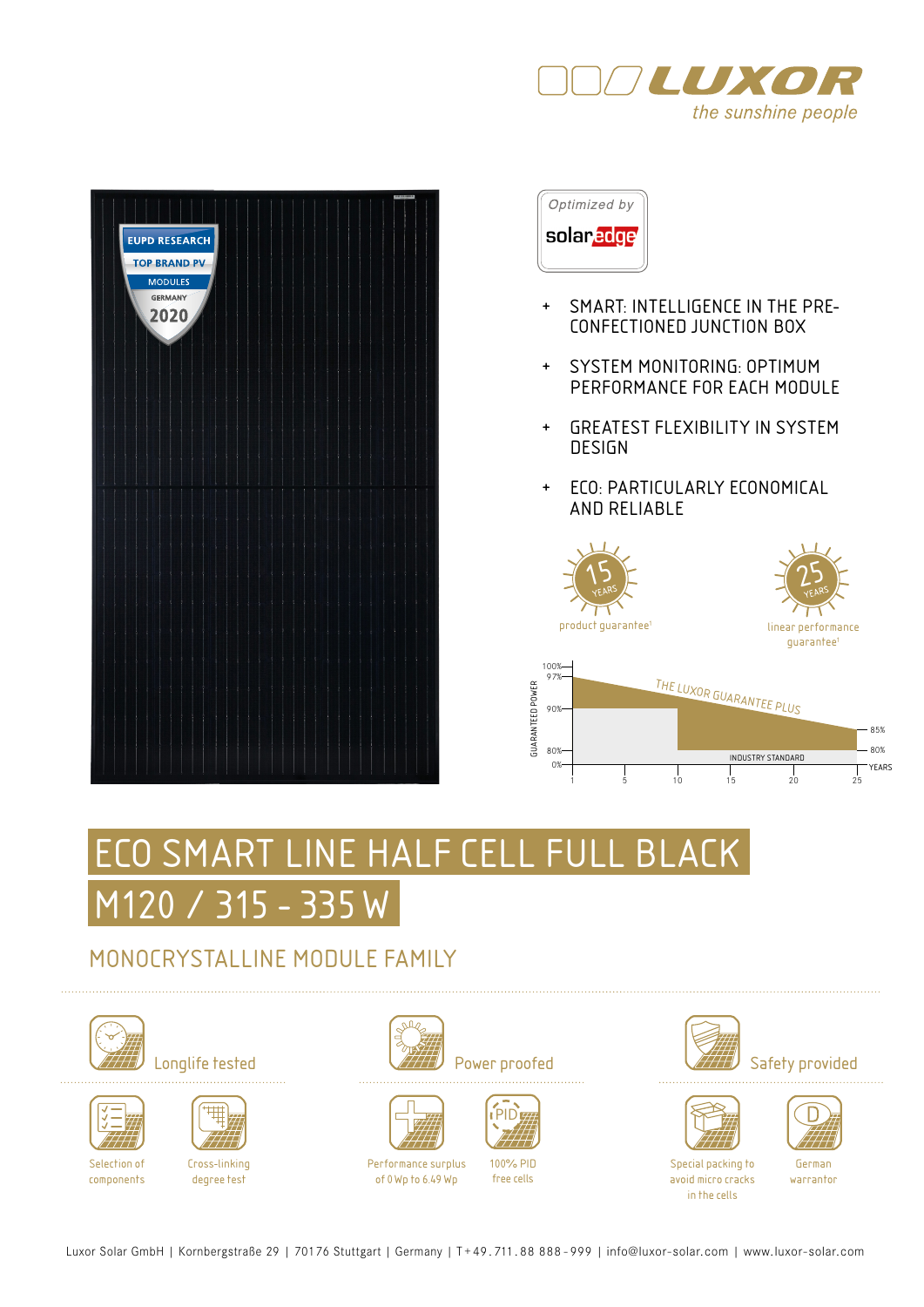LUXOR
*the sunshine people*

EUPD RESEARCH
TOP BRAND PV
MODULES
GERMANY
2020

Optimized by
solaredge

- SMART: INTELLIGENCE IN THE PRE-CONFECTIONED JUNCTION BOX
- SYSTEM MONITORING: OPTIMUM PERFORMANCE FOR EACH MODULE
- GREATEST FLEXIBILITY IN SYSTEM DESIGN
- ECO: PARTICULARLY ECONOMICAL AND RELIABLE

15 YEARS product guarantee[1]

25 YEARS linear performance guarantee[1]

GUARANTEED POWER: 100%, 97%, 90%, 85%, 80%, 0%

THE LUXOR GUARANTEE PLUS

INDUSTRY STANDARD

YEARS: 1, 5, 10, 15, 20, 25

# ECO SMART LINE HALF CELL FULL BLACK

# M120 / 315 - 335 W

## MONOCRYSTALLINE MODULE FAMILY

### Longlife tested

- Selection of components
- Cross-linking degree test

### Power proofed

- Performance surplus of 0 Wp to 6.49 Wp
- 100% PID free cells

### Safety provided

- Special packing to avoid micro cracks in the cells
- German warrantor

Luxor Solar GmbH | Kornbergstraße 29 | 70176 Stuttgart | Germany | T +49. 711. 88 888 - 999 | info@luxor-solar.com | www.luxor-solar.com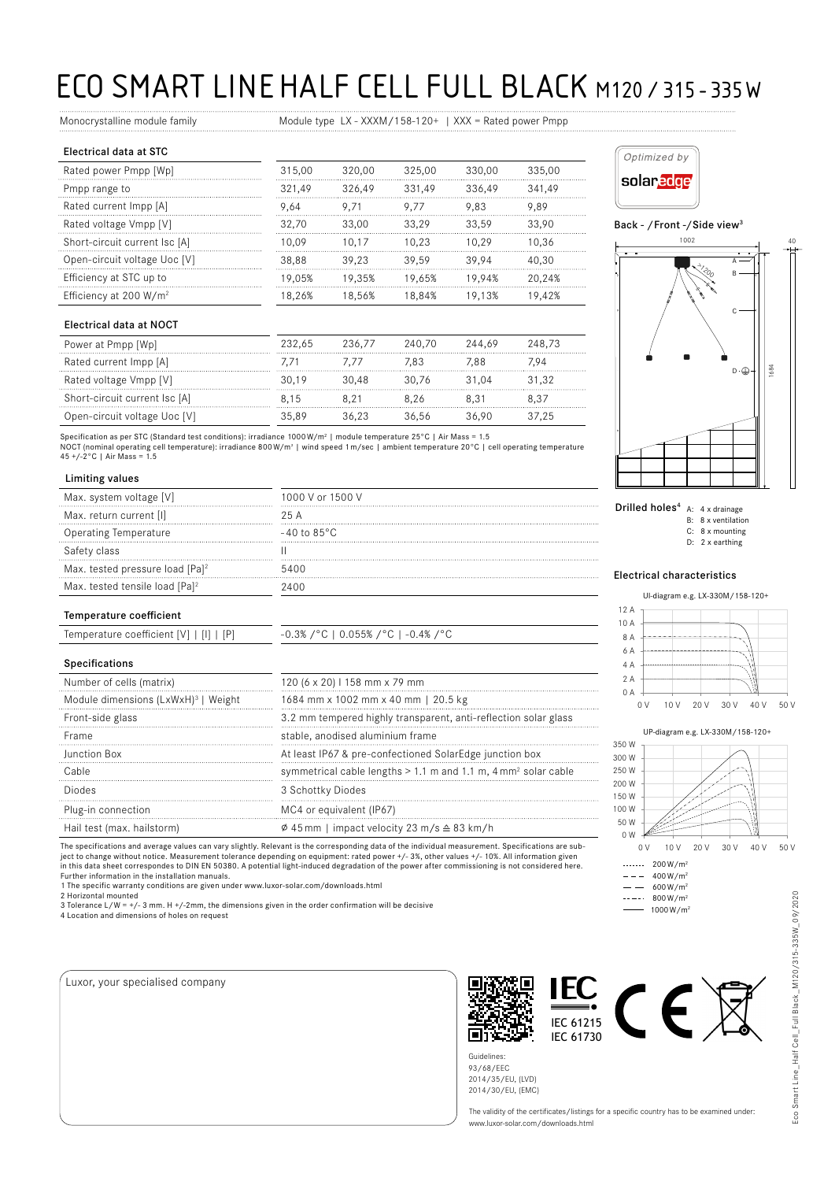# ECO SMART LINE HALF CELL FULL BLACK M120 / 315 - 335 W

Monocrystalline module family | Module type LX - XXXM/158-120+ | XXX = Rated power Pmpp

### Electrical data at STC

| | | | | | |
|---|---|---|---|---|---|
| Rated power Pmpp [Wp] | 315,00 | 320,00 | 325,00 | 330,00 | 335,00 |
| Pmpp range to | 321,49 | 326,49 | 331,49 | 336,49 | 341,49 |
| Rated current Impp [A] | 9,64 | 9,71 | 9,77 | 9,83 | 9,89 |
| Rated voltage Vmpp [V] | 32,70 | 33,00 | 33,29 | 33,59 | 33,90 |
| Short-circuit current Isc [A] | 10,09 | 10,17 | 10,23 | 10,29 | 10,36 |
| Open-circuit voltage Uoc [V] | 38,88 | 39,23 | 39,59 | 39,94 | 40,30 |
| Efficiency at STC up to | 19,05% | 19,35% | 19,65% | 19,94% | 20,24% |
| Efficiency at 200 W/m² | 18,26% | 18,56% | 18,84% | 19,13% | 19,42% |

### Electrical data at NOCT

| | | | | | |
|---|---|---|---|---|---|
| Power at Pmpp [Wp] | 232,65 | 236,77 | 240,70 | 244,69 | 248,73 |
| Rated current Impp [A] | 7,71 | 7,77 | 7,83 | 7,88 | 7,94 |
| Rated voltage Vmpp [V] | 30,19 | 30,48 | 30,76 | 31,04 | 31,32 |
| Short-circuit current Isc [A] | 8,15 | 8,21 | 8,26 | 8,31 | 8,37 |
| Open-circuit voltage Uoc [V] | 35,89 | 36,23 | 36,56 | 36,90 | 37,25 |

Specification as per STC (Standard test conditions): irradiance 1000 W/m² | module temperature 25°C | Air Mass = 1.5
NOCT (nominal operating cell temperature): irradiance 800 W/m² | wind speed 1 m/sec | ambient temperature 20°C | cell operating temperature 45 +/-2°C | Air Mass = 1.5

### Limiting values

| | |
|---|---|
| Max. system voltage [V] | 1000 V or 1500 V |
| Max. return current [I] | 25 A |
| Operating Temperature | -40 to 85°C |
| Safety class | II |
| Max. tested pressure load [Pa][2] | 5400 |
| Max. tested tensile load [Pa][2] | 2400 |

### Temperature coefficient

| | |
|---|---|
| Temperature coefficient [V] \| [I] \| [P] | -0.3% /°C \| 0.055% /°C \| -0.4% /°C |

### Specifications

| | |
|---|---|
| Number of cells (matrix) | 120 (6 x 20) I 158 mm x 79 mm |
| Module dimensions (LxWxH)[3] \| Weight | 1684 mm x 1002 mm x 40 mm \| 20.5 kg |
| Front-side glass | 3.2 mm tempered highly transparent, anti-reflection solar glass |
| Frame | stable, anodised aluminium frame |
| Junction Box | At least IP67 & pre-confectioned SolarEdge junction box |
| Cable | symmetrical cable lengths > 1.1 m and 1.1 m, 4 mm² solar cable |
| Diodes | 3 Schottky Diodes |
| Plug-in connection | MC4 or equivalent (IP67) |
| Hail test (max. hailstorm) | Ø 45 mm \| impact velocity 23 m/s ≙ 83 km/h |

The specifications and average values can vary slightly. Relevant is the corresponding data of the individual measurement. Specifications are subject to change without notice. Measurement tolerance depending on equipment: rated power +/- 3%, other values +/- 10%. All information given in this data sheet correspondes to DIN EN 50380. A potential light-induced degradation of the power after commissioning is not considered here. Further information in the installation manuals.

1 The specific warranty conditions are given under www.luxor-solar.com/downloads.html
2 Horizontal mounted
3 Tolerance L/W = +/- 3 mm. H +/-2mm, the dimensions given in the order confirmation will be decisive
4 Location and dimensions of holes on request

Optimized by solaredge

**Back - / Front -/Side view[3]**

1002
40
>1200
A
B
C
D
1684

**Drilled holes[4]**
A: 4 x drainage
B: 8 x ventilation
C: 8 x mounting
D: 2 x earthing

### Electrical characteristics

UI-diagram e.g. LX-330M/158-120+

12 A
10 A
8 A
6 A
4 A
2 A
0 A
0 V 10 V 20 V 30 V 40 V 50 V

UP-diagram e.g. LX-330M/158-120+

350 W
300 W
250 W
200 W
150 W
100 W
50 W
0 W
0 V 10 V 20 V 30 V 40 V 50 V

200 W/m²
400 W/m²
600 W/m²
800 W/m²
1000 W/m²

Luxor, your specialised company

IEC 61215
IEC 61730

Guidelines:
93/68/EEC
2014/35/EU, (LVD)
2014/30/EU, (EMC)

The validity of the certificates/listings for a specific country has to be examined under: www.luxor-solar.com/downloads.html

Eco Smart Line_Half Cell_Full Black_M120/315-335W_09/2020